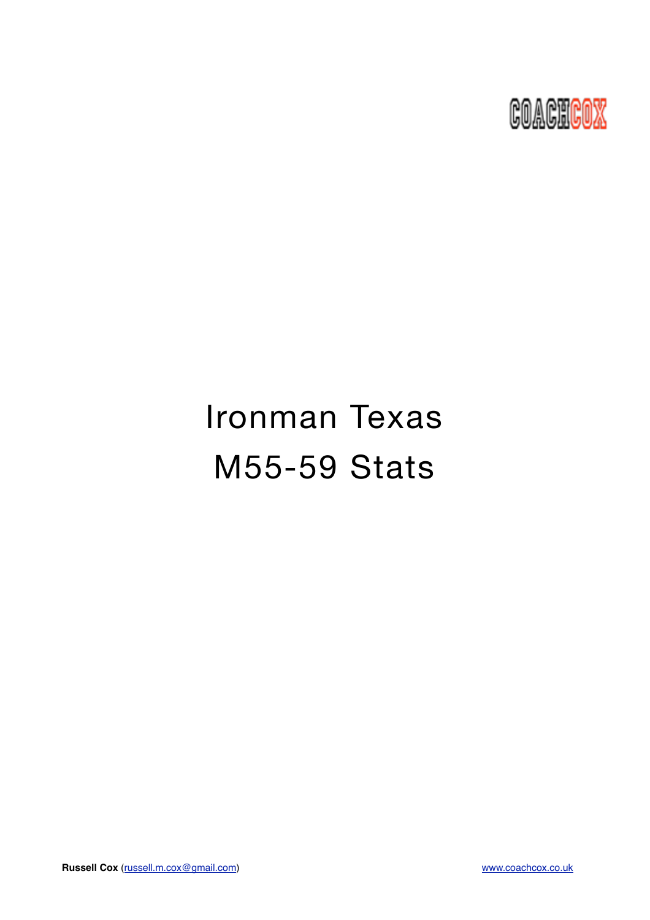COACHCOX

# Ironman Texas
# M55-59 Stats

**Russell Cox** (russell.m.cox@gmail.com) www.coachcox.co.uk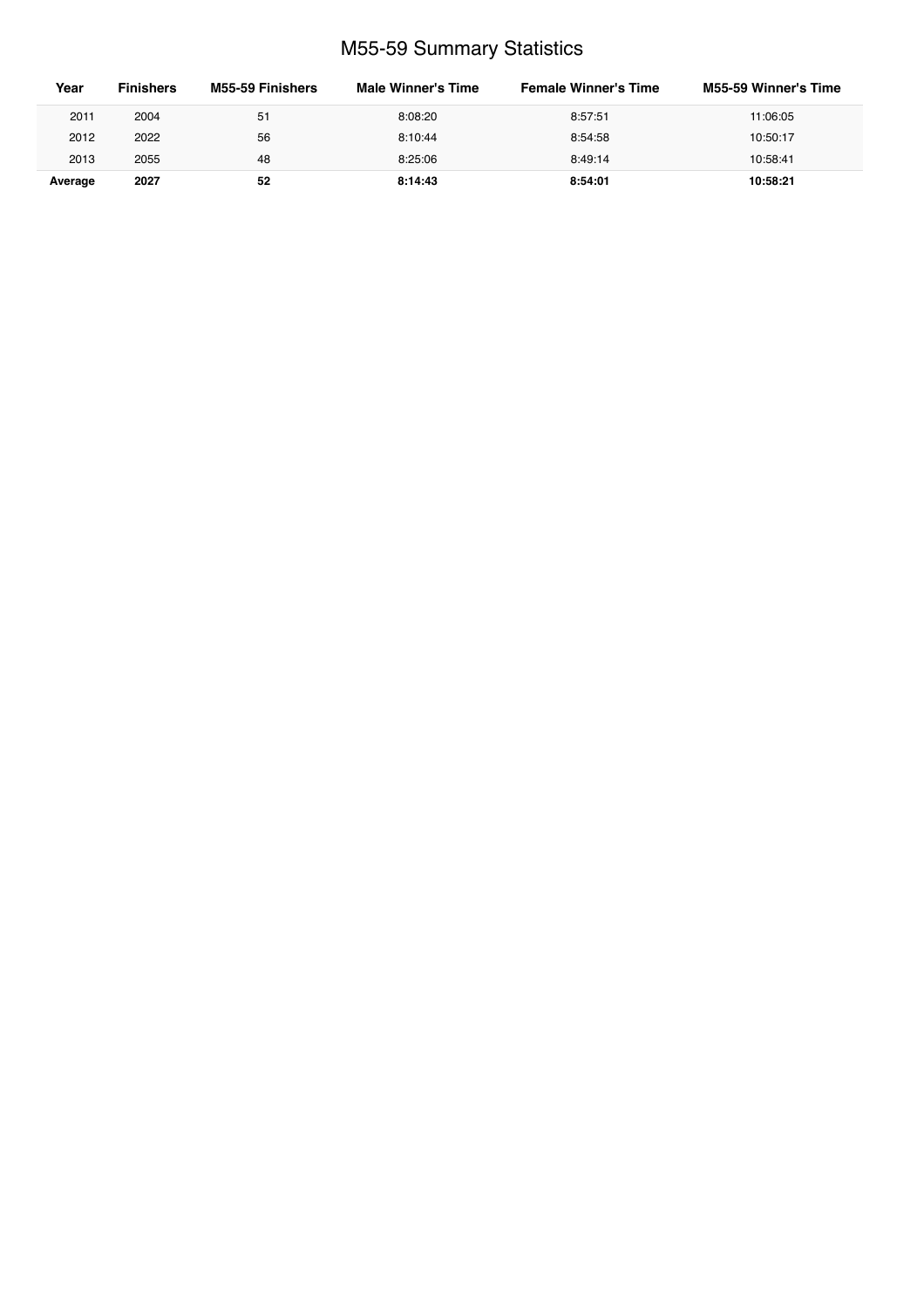# M55-59 Summary Statistics

| Year | Finishers | M55-59 Finishers | Male Winner's Time | Female Winner's Time | M55-59 Winner's Time |
|---|---|---|---|---|---|
| 2011 | 2004 | 51 | 8:08:20 | 8:57:51 | 11:06:05 |
| 2012 | 2022 | 56 | 8:10:44 | 8:54:58 | 10:50:17 |
| 2013 | 2055 | 48 | 8:25:06 | 8:49:14 | 10:58:41 |
| **Average** | **2027** | **52** | **8:14:43** | **8:54:01** | **10:58:21** |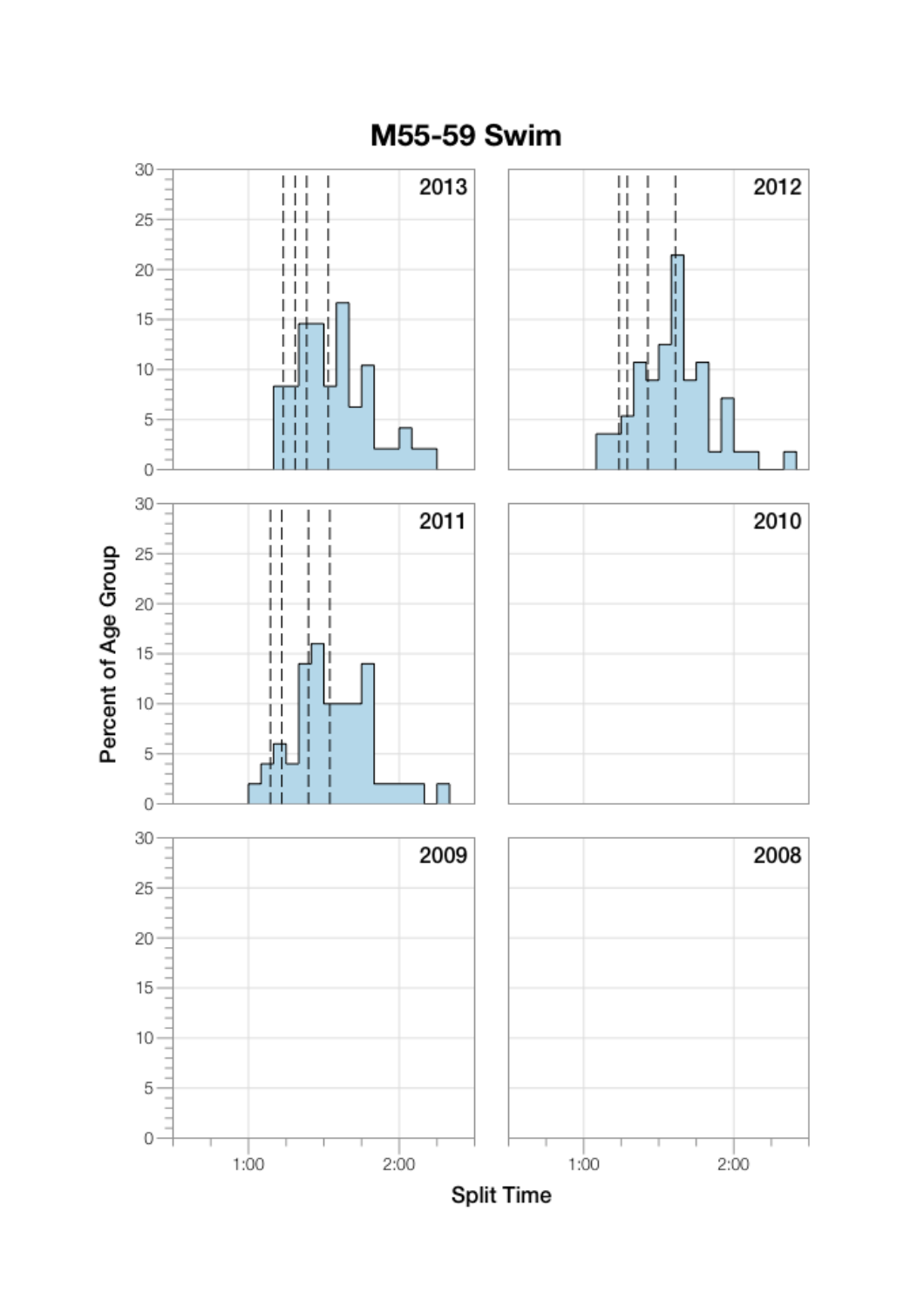# M55-59 Swim

2013

2012

2011

2010

2009

2008

Percent of Age Group

Split Time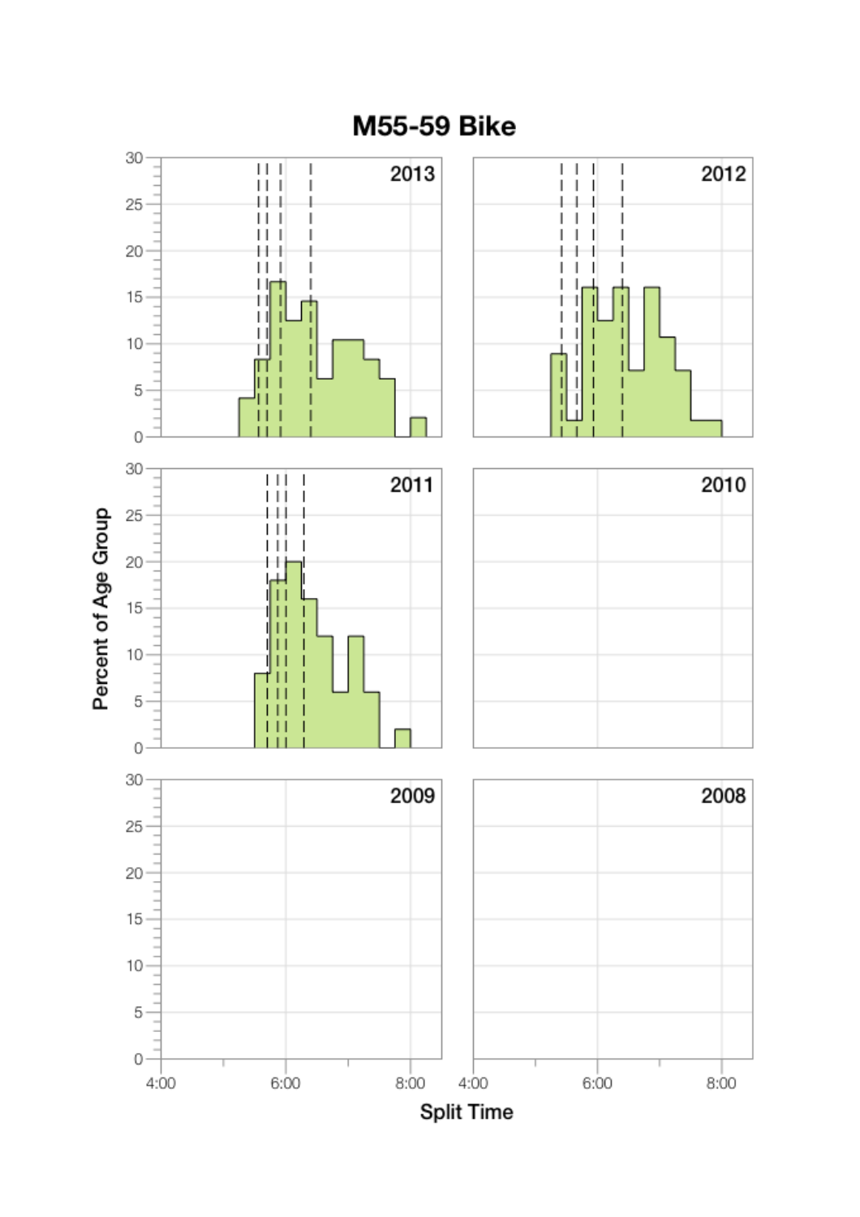# M55-59 Bike

Percent of Age Group

2013

2012

2011

2010

2009

2008

Split Time

4:00 6:00 8:00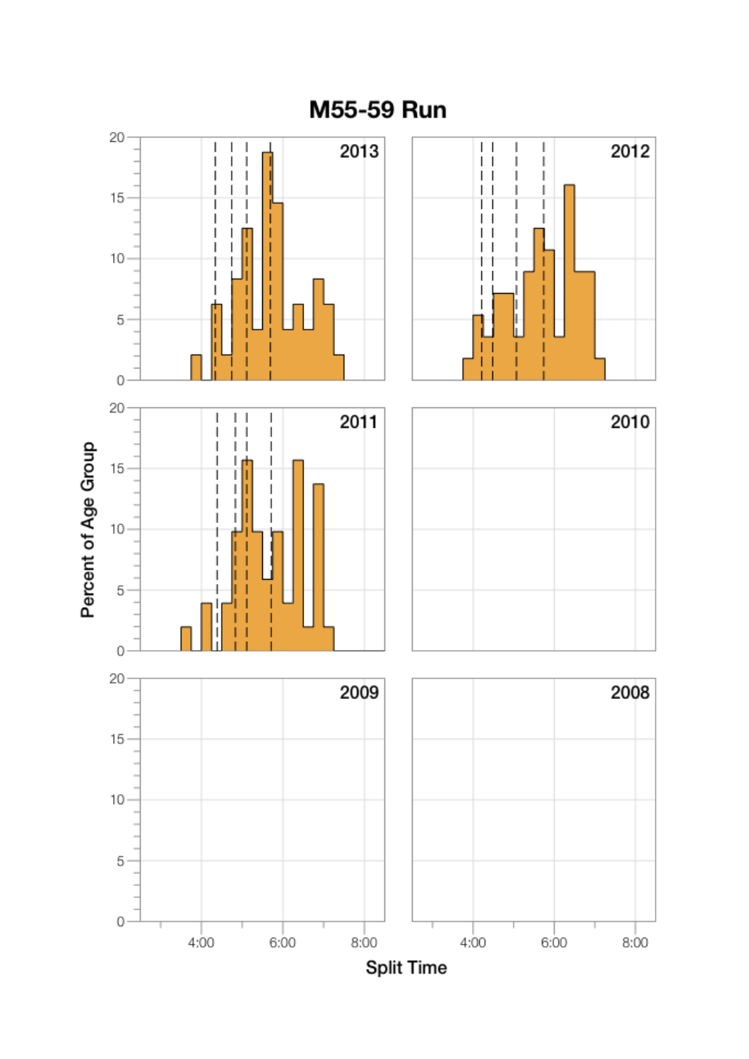# M55-59 Run

2013

2012

2011

2010

2009

2008

Percent of Age Group

Split Time

0 5 10 15 20

4:00 6:00 8:00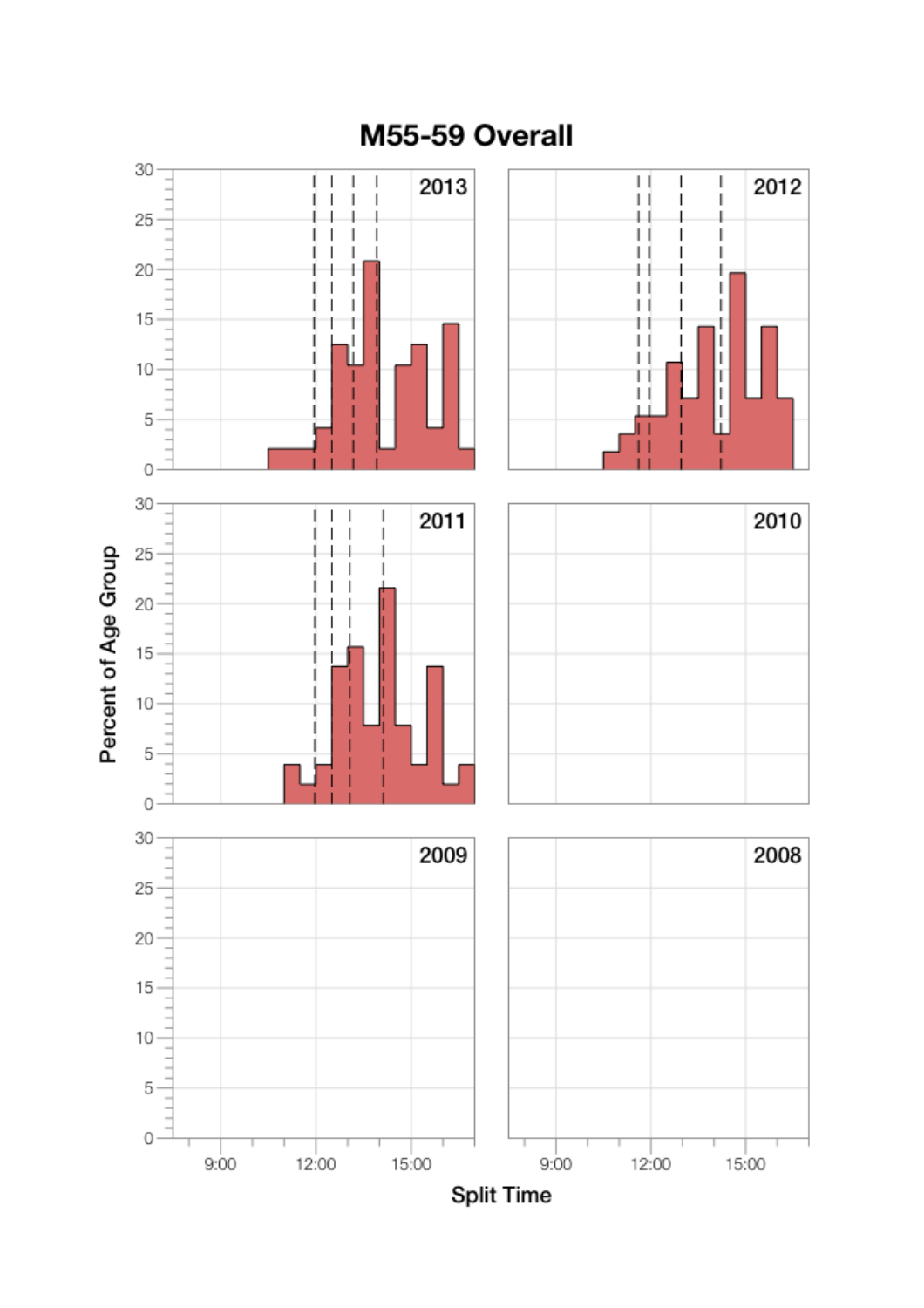# M55-59 Overall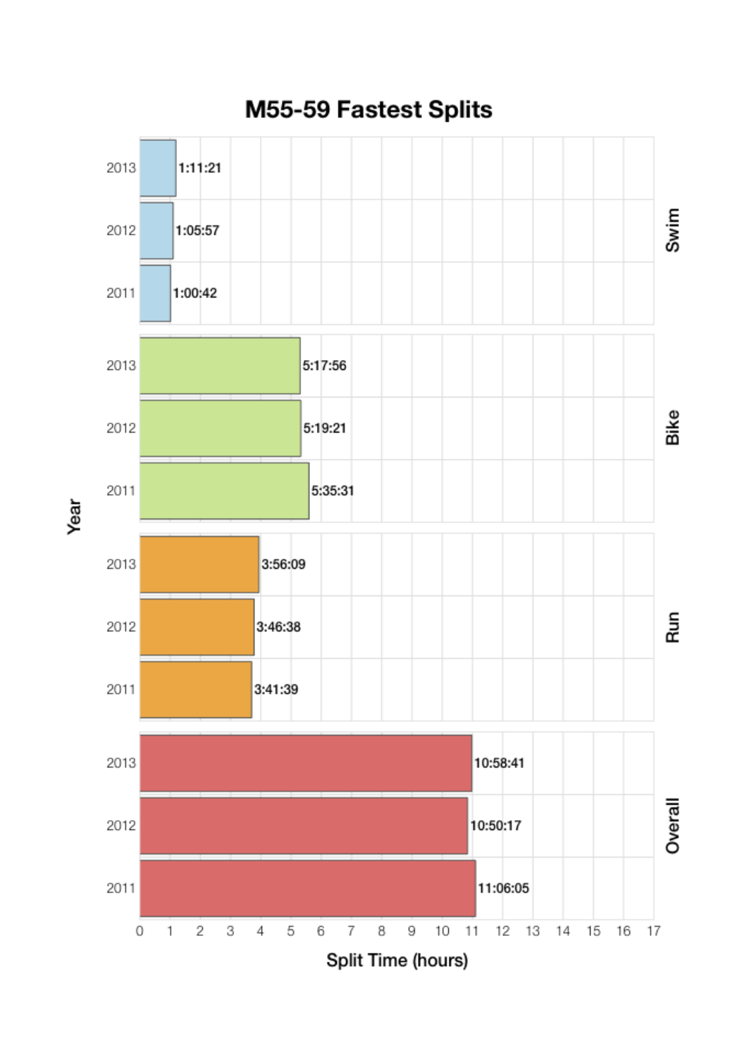# M55-59 Fastest Splits

| Segment | Year | Split Time |
|---|---|---|
| Swim | 2013 | 1:11:21 |
| Swim | 2012 | 1:05:57 |
| Swim | 2011 | 1:00:42 |
| Bike | 2013 | 5:17:56 |
| Bike | 2012 | 5:19:21 |
| Bike | 2011 | 5:35:31 |
| Run | 2013 | 3:56:09 |
| Run | 2012 | 3:46:38 |
| Run | 2011 | 3:41:39 |
| Overall | 2013 | 10:58:41 |
| Overall | 2012 | 10:50:17 |
| Overall | 2011 | 11:06:05 |

Year

Split Time (hours)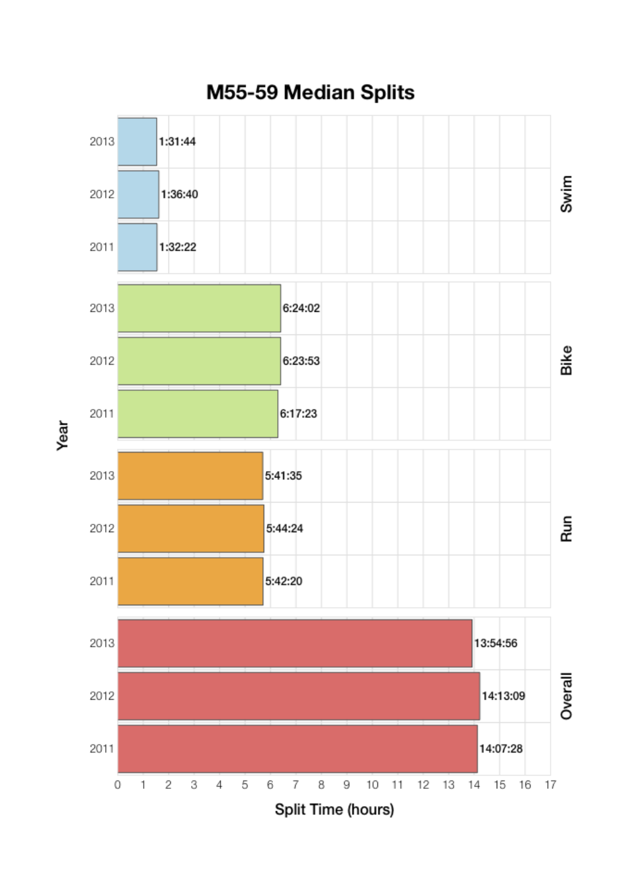## M55-59 Median Splits

| Year | Swim | Bike | Run | Overall |
|---|---|---|---|---|
| 2013 | 1:31:44 | 6:24:02 | 5:41:35 | 13:54:56 |
| 2012 | 1:36:40 | 6:23:53 | 5:44:24 | 14:13:09 |
| 2011 | 1:32:22 | 6:17:23 | 5:42:20 | 14:07:28 |

Split Time (hours)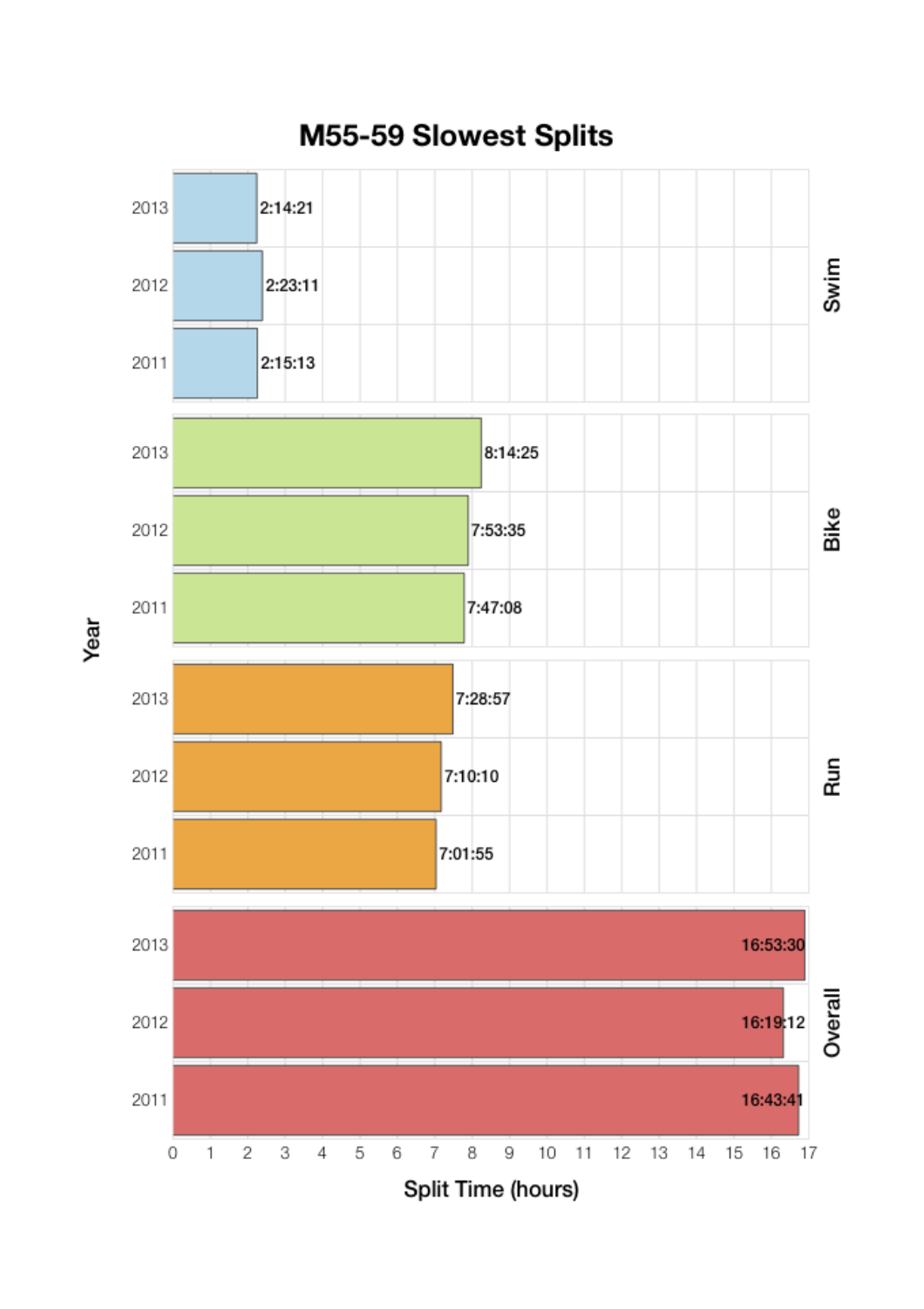# M55-59 Slowest Splits

| Split | Year | Split Time |
|---|---|---|
| Swim | 2013 | 2:14:21 |
| Swim | 2012 | 2:23:11 |
| Swim | 2011 | 2:15:13 |
| Bike | 2013 | 8:14:25 |
| Bike | 2012 | 7:53:35 |
| Bike | 2011 | 7:47:08 |
| Run | 2013 | 7:28:57 |
| Run | 2012 | 7:10:10 |
| Run | 2011 | 7:01:55 |
| Overall | 2013 | 16:53:30 |
| Overall | 2012 | 16:19:12 |
| Overall | 2011 | 16:43:41 |

Split Time (hours)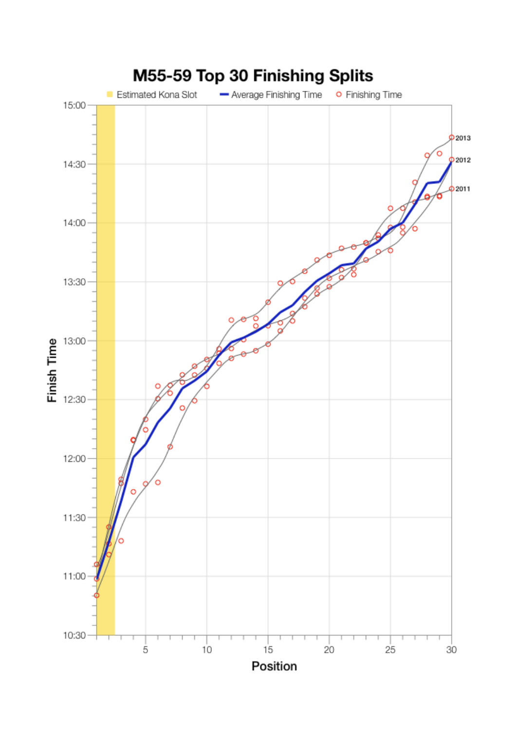# M55-59 Top 30 Finishing Splits

Estimated Kona Slot | Average Finishing Time | Finishing Time

Finish Time: 10:30, 11:00, 11:30, 12:00, 12:30, 13:00, 13:30, 14:00, 14:30, 15:00

Position: 5, 10, 15, 20, 25, 30

2013, 2012, 2011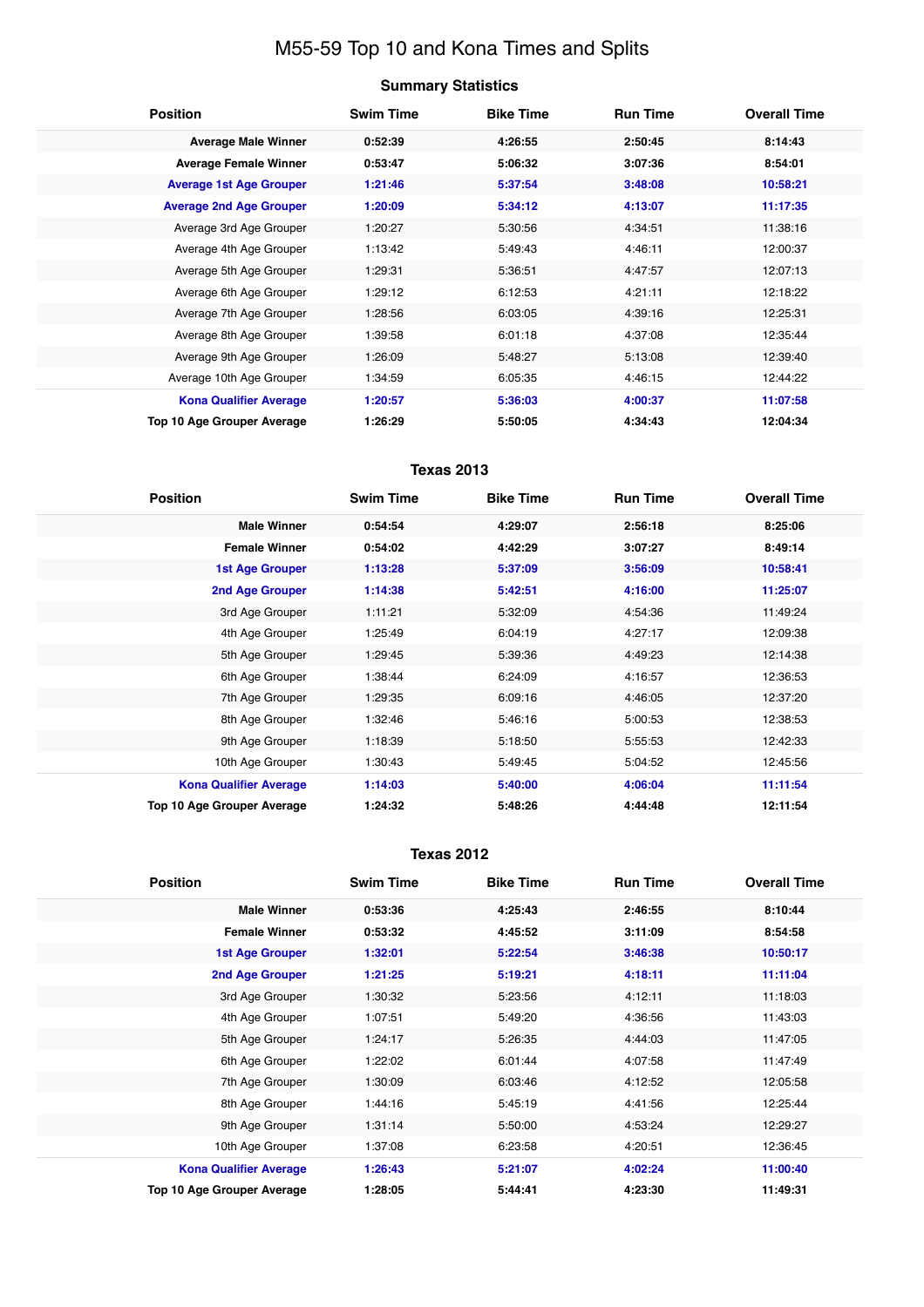# M55-59 Top 10 and Kona Times and Splits

## Summary Statistics

| Position | Swim Time | Bike Time | Run Time | Overall Time |
|---|---|---|---|---|
| **Average Male Winner** | **0:52:39** | **4:26:55** | **2:50:45** | **8:14:43** |
| **Average Female Winner** | **0:53:47** | **5:06:32** | **3:07:36** | **8:54:01** |
| **Average 1st Age Grouper** | **1:21:46** | **5:37:54** | **3:48:08** | **10:58:21** |
| **Average 2nd Age Grouper** | **1:20:09** | **5:34:12** | **4:13:07** | **11:17:35** |
| Average 3rd Age Grouper | 1:20:27 | 5:30:56 | 4:34:51 | 11:38:16 |
| Average 4th Age Grouper | 1:13:42 | 5:49:43 | 4:46:11 | 12:00:37 |
| Average 5th Age Grouper | 1:29:31 | 5:36:51 | 4:47:57 | 12:07:13 |
| Average 6th Age Grouper | 1:29:12 | 6:12:53 | 4:21:11 | 12:18:22 |
| Average 7th Age Grouper | 1:28:56 | 6:03:05 | 4:39:16 | 12:25:31 |
| Average 8th Age Grouper | 1:39:58 | 6:01:18 | 4:37:08 | 12:35:44 |
| Average 9th Age Grouper | 1:26:09 | 5:48:27 | 5:13:08 | 12:39:40 |
| Average 10th Age Grouper | 1:34:59 | 6:05:35 | 4:46:15 | 12:44:22 |
| **Kona Qualifier Average** | **1:20:57** | **5:36:03** | **4:00:37** | **11:07:58** |
| **Top 10 Age Grouper Average** | **1:26:29** | **5:50:05** | **4:34:43** | **12:04:34** |

## Texas 2013

| Position | Swim Time | Bike Time | Run Time | Overall Time |
|---|---|---|---|---|
| **Male Winner** | **0:54:54** | **4:29:07** | **2:56:18** | **8:25:06** |
| **Female Winner** | **0:54:02** | **4:42:29** | **3:07:27** | **8:49:14** |
| **1st Age Grouper** | **1:13:28** | **5:37:09** | **3:56:09** | **10:58:41** |
| **2nd Age Grouper** | **1:14:38** | **5:42:51** | **4:16:00** | **11:25:07** |
| 3rd Age Grouper | 1:11:21 | 5:32:09 | 4:54:36 | 11:49:24 |
| 4th Age Grouper | 1:25:49 | 6:04:19 | 4:27:17 | 12:09:38 |
| 5th Age Grouper | 1:29:45 | 5:39:36 | 4:49:23 | 12:14:38 |
| 6th Age Grouper | 1:38:44 | 6:24:09 | 4:16:57 | 12:36:53 |
| 7th Age Grouper | 1:29:35 | 6:09:16 | 4:46:05 | 12:37:20 |
| 8th Age Grouper | 1:32:46 | 5:46:16 | 5:00:53 | 12:38:53 |
| 9th Age Grouper | 1:18:39 | 5:18:50 | 5:55:53 | 12:42:33 |
| 10th Age Grouper | 1:30:43 | 5:49:45 | 5:04:52 | 12:45:56 |
| **Kona Qualifier Average** | **1:14:03** | **5:40:00** | **4:06:04** | **11:11:54** |
| **Top 10 Age Grouper Average** | **1:24:32** | **5:48:26** | **4:44:48** | **12:11:54** |

## Texas 2012

| Position | Swim Time | Bike Time | Run Time | Overall Time |
|---|---|---|---|---|
| **Male Winner** | **0:53:36** | **4:25:43** | **2:46:55** | **8:10:44** |
| **Female Winner** | **0:53:32** | **4:45:52** | **3:11:09** | **8:54:58** |
| **1st Age Grouper** | **1:32:01** | **5:22:54** | **3:46:38** | **10:50:17** |
| **2nd Age Grouper** | **1:21:25** | **5:19:21** | **4:18:11** | **11:11:04** |
| 3rd Age Grouper | 1:30:32 | 5:23:56 | 4:12:11 | 11:18:03 |
| 4th Age Grouper | 1:07:51 | 5:49:20 | 4:36:56 | 11:43:03 |
| 5th Age Grouper | 1:24:17 | 5:26:35 | 4:44:03 | 11:47:05 |
| 6th Age Grouper | 1:22:02 | 6:01:44 | 4:07:58 | 11:47:49 |
| 7th Age Grouper | 1:30:09 | 6:03:46 | 4:12:52 | 12:05:58 |
| 8th Age Grouper | 1:44:16 | 5:45:19 | 4:41:56 | 12:25:44 |
| 9th Age Grouper | 1:31:14 | 5:50:00 | 4:53:24 | 12:29:27 |
| 10th Age Grouper | 1:37:08 | 6:23:58 | 4:20:51 | 12:36:45 |
| **Kona Qualifier Average** | **1:26:43** | **5:21:07** | **4:02:24** | **11:00:40** |
| **Top 10 Age Grouper Average** | **1:28:05** | **5:44:41** | **4:23:30** | **11:49:31** |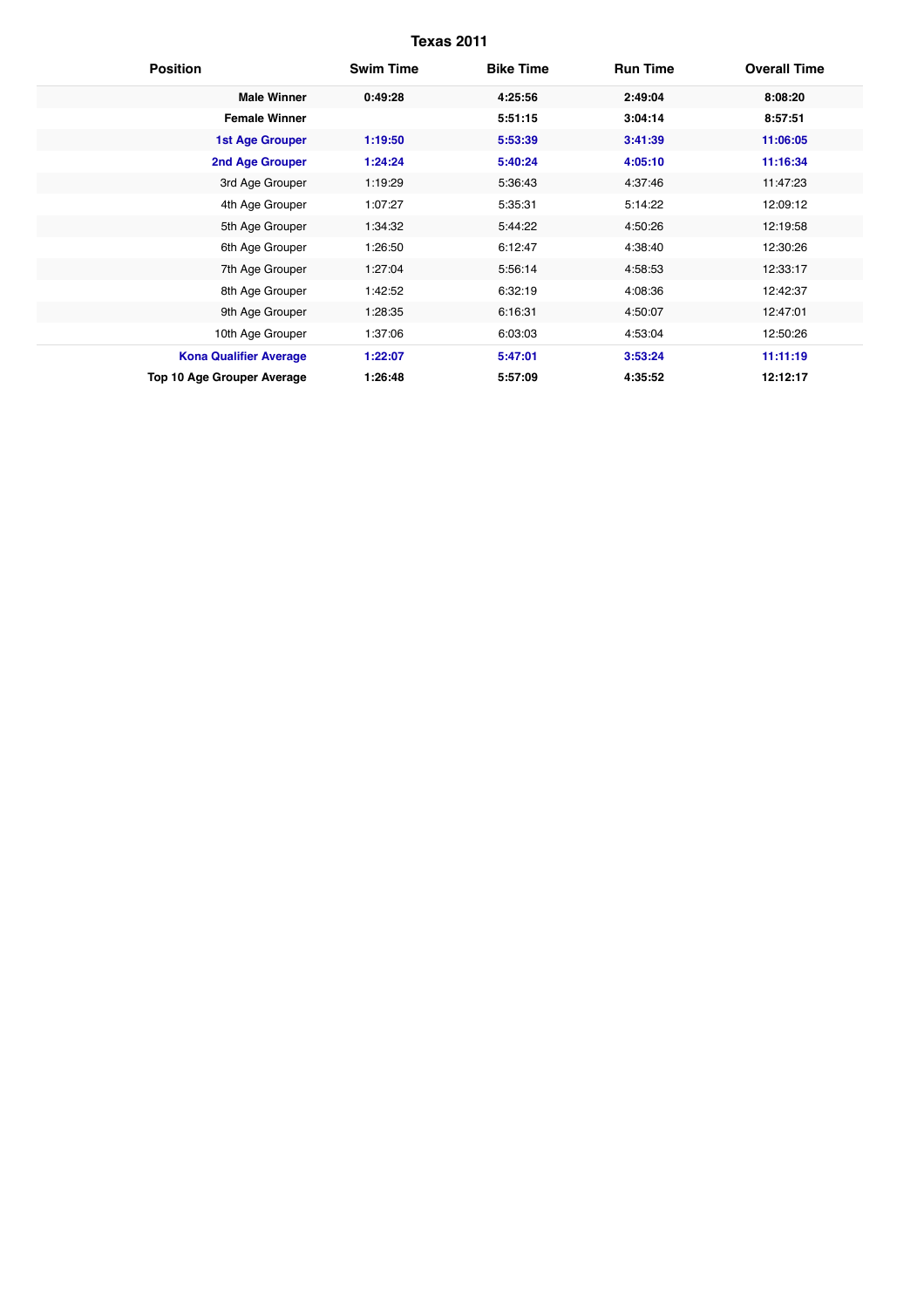## Texas 2011

| Position | Swim Time | Bike Time | Run Time | Overall Time |
|---|---|---|---|---|
| **Male Winner** | **0:49:28** | **4:25:56** | **2:49:04** | **8:08:20** |
| **Female Winner** | | **5:51:15** | **3:04:14** | **8:57:51** |
| **1st Age Grouper** | **1:19:50** | **5:53:39** | **3:41:39** | **11:06:05** |
| **2nd Age Grouper** | **1:24:24** | **5:40:24** | **4:05:10** | **11:16:34** |
| 3rd Age Grouper | 1:19:29 | 5:36:43 | 4:37:46 | 11:47:23 |
| 4th Age Grouper | 1:07:27 | 5:35:31 | 5:14:22 | 12:09:12 |
| 5th Age Grouper | 1:34:32 | 5:44:22 | 4:50:26 | 12:19:58 |
| 6th Age Grouper | 1:26:50 | 6:12:47 | 4:38:40 | 12:30:26 |
| 7th Age Grouper | 1:27:04 | 5:56:14 | 4:58:53 | 12:33:17 |
| 8th Age Grouper | 1:42:52 | 6:32:19 | 4:08:36 | 12:42:37 |
| 9th Age Grouper | 1:28:35 | 6:16:31 | 4:50:07 | 12:47:01 |
| 10th Age Grouper | 1:37:06 | 6:03:03 | 4:53:04 | 12:50:26 |
| **Kona Qualifier Average** | **1:22:07** | **5:47:01** | **3:53:24** | **11:11:19** |
| **Top 10 Age Grouper Average** | **1:26:48** | **5:57:09** | **4:35:52** | **12:12:17** |